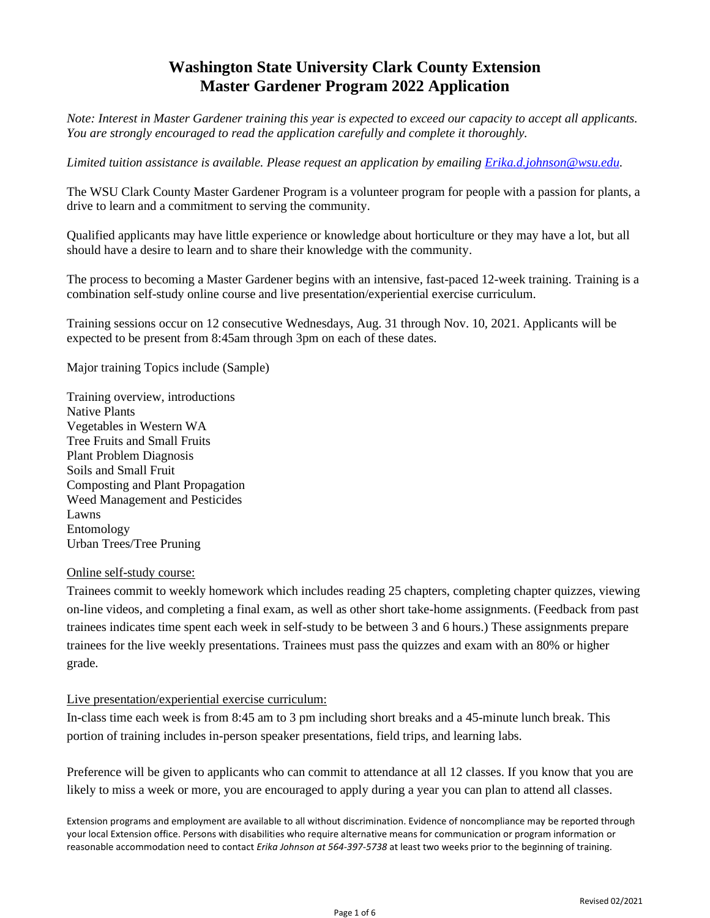# Washington State University Clark County Extension
# Master Gardener Program 2022 Application

*Note: Interest in Master Gardener training this year is expected to exceed our capacity to accept all applicants. You are strongly encouraged to read the application carefully and complete it thoroughly.*

*Limited tuition assistance is available. Please request an application by emailing [Erika.d.johnson@wsu.edu](mailto:Erika.d.johnson@wsu.edu).*

The WSU Clark County Master Gardener Program is a volunteer program for people with a passion for plants, a drive to learn and a commitment to serving the community.

Qualified applicants may have little experience or knowledge about horticulture or they may have a lot, but all should have a desire to learn and to share their knowledge with the community.

The process to becoming a Master Gardener begins with an intensive, fast-paced 12-week training. Training is a combination self-study online course and live presentation/experiential exercise curriculum.

Training sessions occur on 12 consecutive Wednesdays, Aug. 31 through Nov. 10, 2021. Applicants will be expected to be present from 8:45am through 3pm on each of these dates.

Major training Topics include (Sample)

Training overview, introductions  
Native Plants  
Vegetables in Western WA  
Tree Fruits and Small Fruits  
Plant Problem Diagnosis  
Soils and Small Fruit  
Composting and Plant Propagation  
Weed Management and Pesticides  
Lawns  
Entomology  
Urban Trees/Tree Pruning

<u>Online self-study course:</u>

Trainees commit to weekly homework which includes reading 25 chapters, completing chapter quizzes, viewing on-line videos, and completing a final exam, as well as other short take-home assignments. (Feedback from past trainees indicates time spent each week in self-study to be between 3 and 6 hours.) These assignments prepare trainees for the live weekly presentations. Trainees must pass the quizzes and exam with an 80% or higher grade.

<u>Live presentation/experiential exercise curriculum:</u>

In-class time each week is from 8:45 am to 3 pm including short breaks and a 45-minute lunch break. This portion of training includes in-person speaker presentations, field trips, and learning labs.

Preference will be given to applicants who can commit to attendance at all 12 classes. If you know that you are likely to miss a week or more, you are encouraged to apply during a year you can plan to attend all classes.

Extension programs and employment are available to all without discrimination. Evidence of noncompliance may be reported through your local Extension office. Persons with disabilities who require alternative means for communication or program information or reasonable accommodation need to contact *Erika Johnson at 564-397-5738* at least two weeks prior to the beginning of training.

Revised 02/2021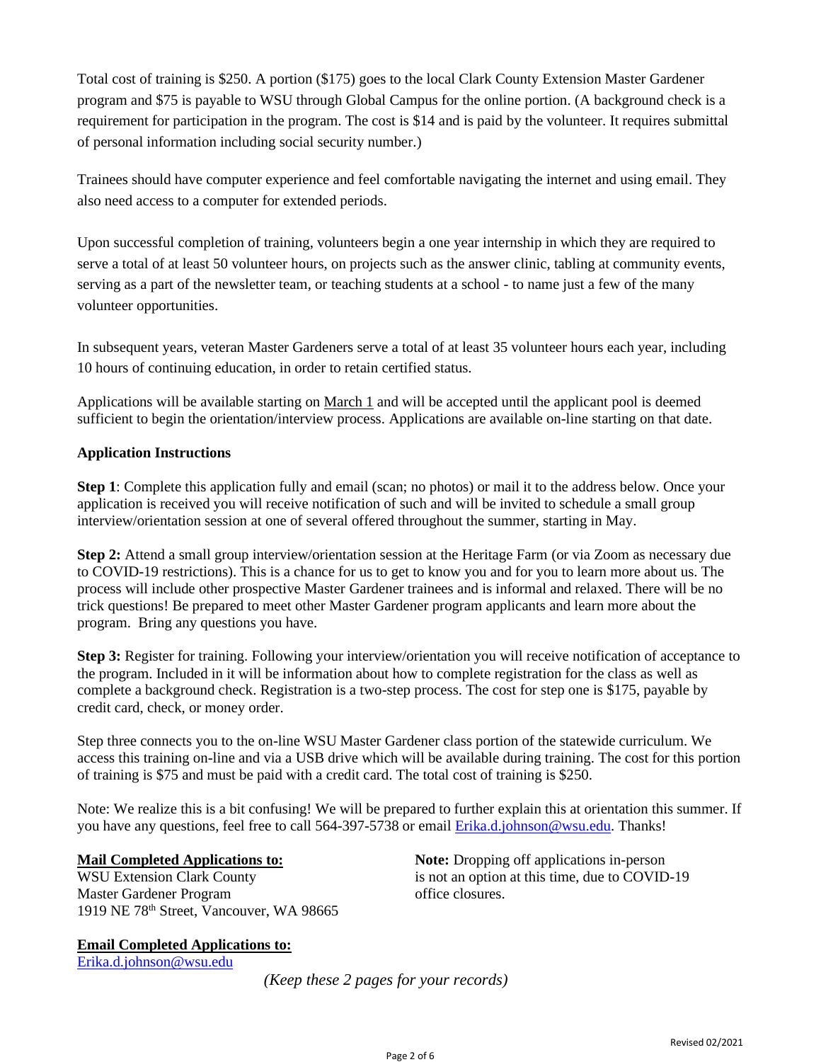Total cost of training is $250. A portion ($175) goes to the local Clark County Extension Master Gardener program and $75 is payable to WSU through Global Campus for the online portion. (A background check is a requirement for participation in the program. The cost is $14 and is paid by the volunteer. It requires submittal of personal information including social security number.)

Trainees should have computer experience and feel comfortable navigating the internet and using email. They also need access to a computer for extended periods.

Upon successful completion of training, volunteers begin a one year internship in which they are required to serve a total of at least 50 volunteer hours, on projects such as the answer clinic, tabling at community events, serving as a part of the newsletter team, or teaching students at a school - to name just a few of the many volunteer opportunities.

In subsequent years, veteran Master Gardeners serve a total of at least 35 volunteer hours each year, including 10 hours of continuing education, in order to retain certified status.

Applications will be available starting on March 1 and will be accepted until the applicant pool is deemed sufficient to begin the orientation/interview process. Applications are available on-line starting on that date.

**Application Instructions**

**Step 1**: Complete this application fully and email (scan; no photos) or mail it to the address below. Once your application is received you will receive notification of such and will be invited to schedule a small group interview/orientation session at one of several offered throughout the summer, starting in May.

**Step 2:** Attend a small group interview/orientation session at the Heritage Farm (or via Zoom as necessary due to COVID-19 restrictions). This is a chance for us to get to know you and for you to learn more about us. The process will include other prospective Master Gardener trainees and is informal and relaxed. There will be no trick questions! Be prepared to meet other Master Gardener program applicants and learn more about the program. Bring any questions you have.

**Step 3:** Register for training. Following your interview/orientation you will receive notification of acceptance to the program. Included in it will be information about how to complete registration for the class as well as complete a background check. Registration is a two-step process. The cost for step one is $175, payable by credit card, check, or money order.

Step three connects you to the on-line WSU Master Gardener class portion of the statewide curriculum. We access this training on-line and via a USB drive which will be available during training. The cost for this portion of training is $75 and must be paid with a credit card. The total cost of training is $250.

Note: We realize this is a bit confusing! We will be prepared to further explain this at orientation this summer. If you have any questions, feel free to call 564-397-5738 or email Erika.d.johnson@wsu.edu. Thanks!

**Mail Completed Applications to:**
WSU Extension Clark County
Master Gardener Program
1919 NE 78th Street, Vancouver, WA 98665

**Note:** Dropping off applications in-person is not an option at this time, due to COVID-19 office closures.

**Email Completed Applications to:**
Erika.d.johnson@wsu.edu

*(Keep these 2 pages for your records)*

Revised 02/2021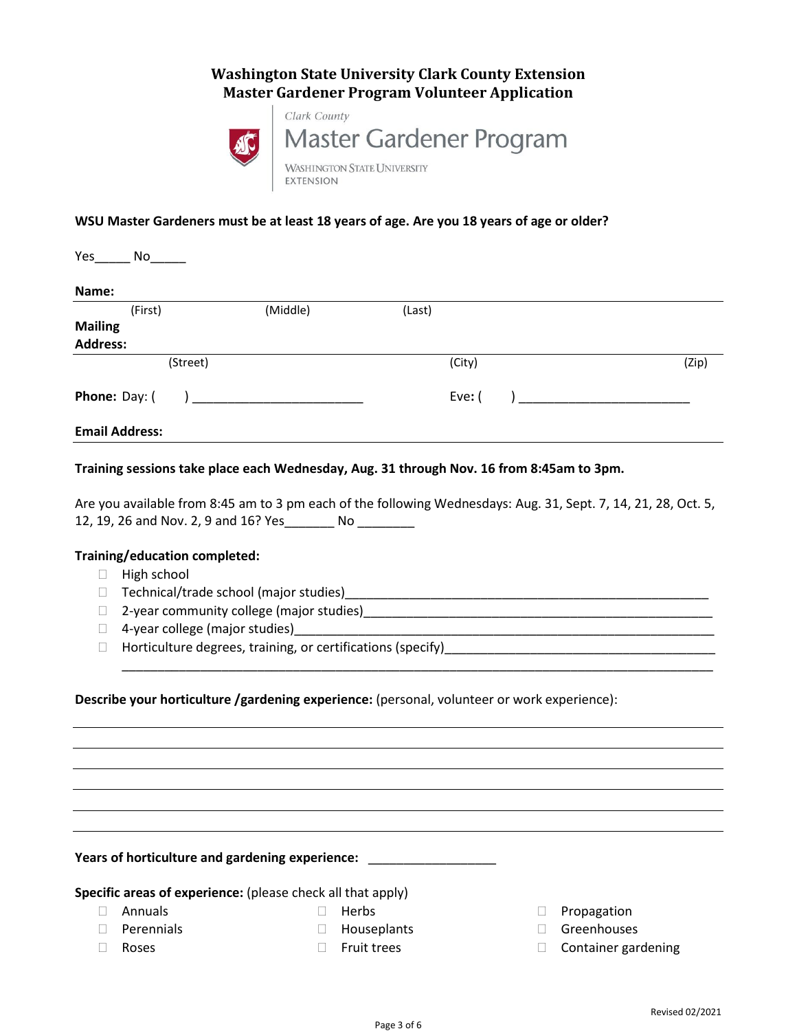# Washington State University Clark County Extension
# Master Gardener Program Volunteer Application

Clark County
Master Gardener Program
WASHINGTON STATE UNIVERSITY
EXTENSION

**WSU Master Gardeners must be at least 18 years of age. Are you 18 years of age or older?**

Yes_____ No_____

**Name:**

(First) (Middle) (Last)

**Mailing Address:**

(Street) (City) (Zip)

**Phone:** Day: (     ) ________________________ Eve: (     ) ________________________

**Email Address:**

**Training sessions take place each Wednesday, Aug. 31 through Nov. 16 from 8:45am to 3pm.**

Are you available from 8:45 am to 3 pm each of the following Wednesdays: Aug. 31, Sept. 7, 14, 21, 28, Oct. 5, 12, 19, 26 and Nov. 2, 9 and 16? Yes_______ No ________

**Training/education completed:**

- ☐ High school
- ☐ Technical/trade school (major studies)_______________________________________________
- ☐ 2-year community college (major studies)_____________________________________________
- ☐ 4-year college (major studies)_____________________________________________________
- ☐ Horticulture degrees, training, or certifications (specify)______________________________
  _____________________________________________________________________________

**Describe your horticulture /gardening experience:** (personal, volunteer or work experience):

_____________________________________________________________________________

_____________________________________________________________________________

_____________________________________________________________________________

_____________________________________________________________________________

_____________________________________________________________________________

_____________________________________________________________________________

**Years of horticulture and gardening experience:** __________________

**Specific areas of experience:** (please check all that apply)

- ☐ Annuals
- ☐ Perennials
- ☐ Roses
- ☐ Herbs
- ☐ Houseplants
- ☐ Fruit trees
- ☐ Propagation
- ☐ Greenhouses
- ☐ Container gardening

Revised 02/2021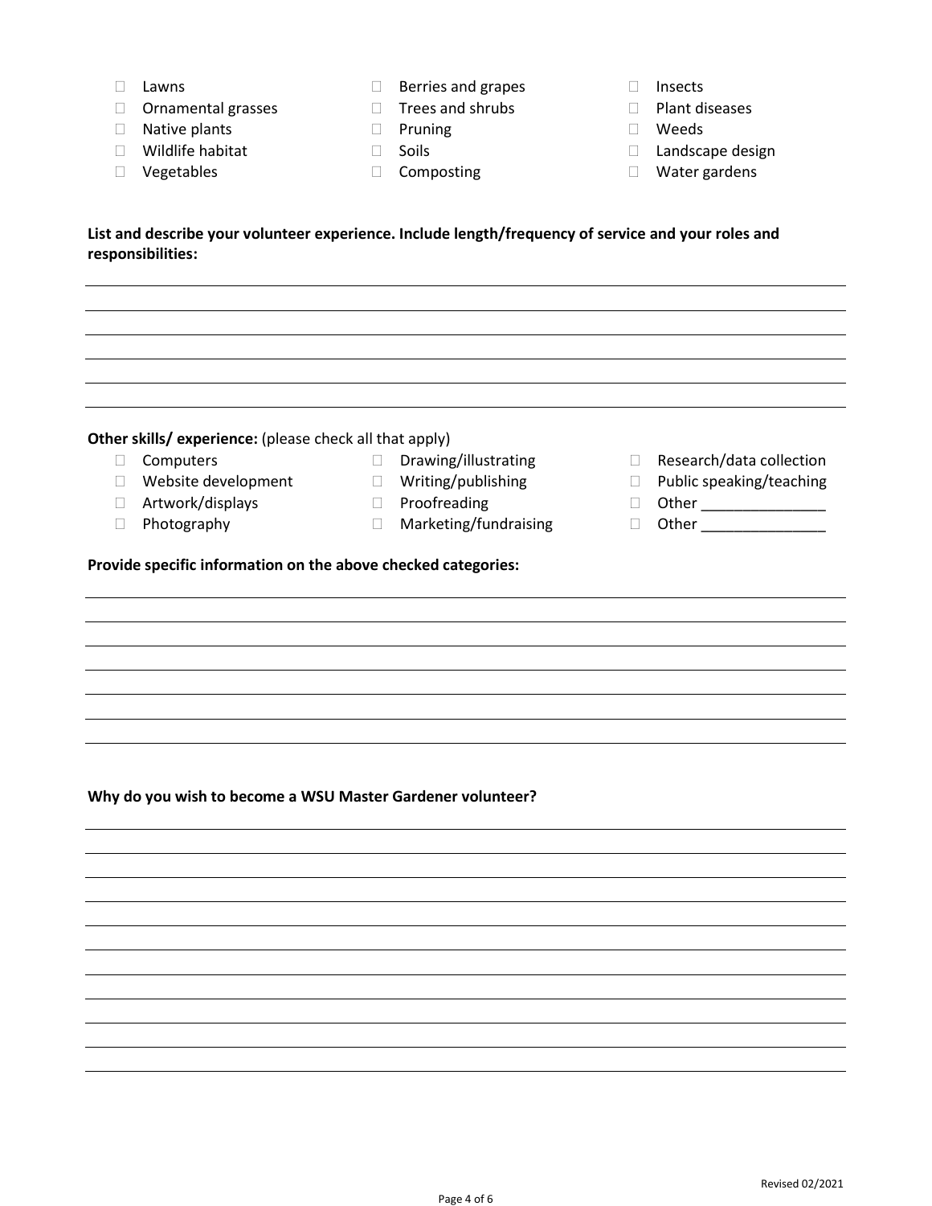- ☐ Lawns
- ☐ Ornamental grasses
- ☐ Native plants
- ☐ Wildlife habitat
- ☐ Vegetables
- ☐ Berries and grapes
- ☐ Trees and shrubs
- ☐ Pruning
- ☐ Soils
- ☐ Composting
- ☐ Insects
- ☐ Plant diseases
- ☐ Weeds
- ☐ Landscape design
- ☐ Water gardens

**List and describe your volunteer experience. Include length/frequency of service and your roles and responsibilities:**

______________________________________________________________________________

______________________________________________________________________________

______________________________________________________________________________

______________________________________________________________________________

______________________________________________________________________________

______________________________________________________________________________

**Other skills/ experience:** (please check all that apply)

- ☐ Computers
- ☐ Website development
- ☐ Artwork/displays
- ☐ Photography
- ☐ Drawing/illustrating
- ☐ Writing/publishing
- ☐ Proofreading
- ☐ Marketing/fundraising
- ☐ Research/data collection
- ☐ Public speaking/teaching
- ☐ Other _______________
- ☐ Other _______________

**Provide specific information on the above checked categories:**

______________________________________________________________________________

______________________________________________________________________________

______________________________________________________________________________

______________________________________________________________________________

______________________________________________________________________________

______________________________________________________________________________

______________________________________________________________________________

**Why do you wish to become a WSU Master Gardener volunteer?**

______________________________________________________________________________

______________________________________________________________________________

______________________________________________________________________________

______________________________________________________________________________

______________________________________________________________________________

______________________________________________________________________________

______________________________________________________________________________

______________________________________________________________________________

______________________________________________________________________________

______________________________________________________________________________

______________________________________________________________________________

Revised 02/2021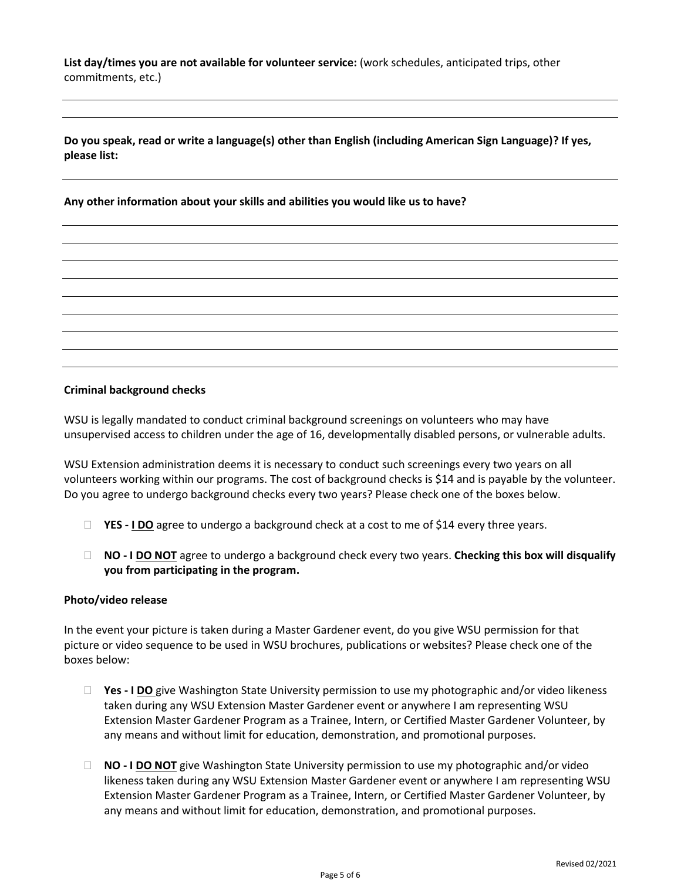**List day/times you are not available for volunteer service:** (work schedules, anticipated trips, other commitments, etc.)

______________________________________________________________________________

______________________________________________________________________________

**Do you speak, read or write a language(s) other than English (including American Sign Language)? If yes, please list:**

______________________________________________________________________________

**Any other information about your skills and abilities you would like us to have?**

______________________________________________________________________________

______________________________________________________________________________

______________________________________________________________________________

______________________________________________________________________________

______________________________________________________________________________

______________________________________________________________________________

______________________________________________________________________________

______________________________________________________________________________

**Criminal background checks**

WSU is legally mandated to conduct criminal background screenings on volunteers who may have unsupervised access to children under the age of 16, developmentally disabled persons, or vulnerable adults.

WSU Extension administration deems it is necessary to conduct such screenings every two years on all volunteers working within our programs. The cost of background checks is $14 and is payable by the volunteer. Do you agree to undergo background checks every two years? Please check one of the boxes below.

- ☐ **YES - <u>I DO</u>** agree to undergo a background check at a cost to me of $14 every three years.
- ☐ **NO - <u>I DO NOT</u>** agree to undergo a background check every two years. **Checking this box will disqualify you from participating in the program.**

**Photo/video release**

In the event your picture is taken during a Master Gardener event, do you give WSU permission for that picture or video sequence to be used in WSU brochures, publications or websites? Please check one of the boxes below:

- ☐ **Yes - <u>I DO</u>** give Washington State University permission to use my photographic and/or video likeness taken during any WSU Extension Master Gardener event or anywhere I am representing WSU Extension Master Gardener Program as a Trainee, Intern, or Certified Master Gardener Volunteer, by any means and without limit for education, demonstration, and promotional purposes.
- ☐ **NO - <u>I DO NOT</u>** give Washington State University permission to use my photographic and/or video likeness taken during any WSU Extension Master Gardener event or anywhere I am representing WSU Extension Master Gardener Program as a Trainee, Intern, or Certified Master Gardener Volunteer, by any means and without limit for education, demonstration, and promotional purposes.

Revised 02/2021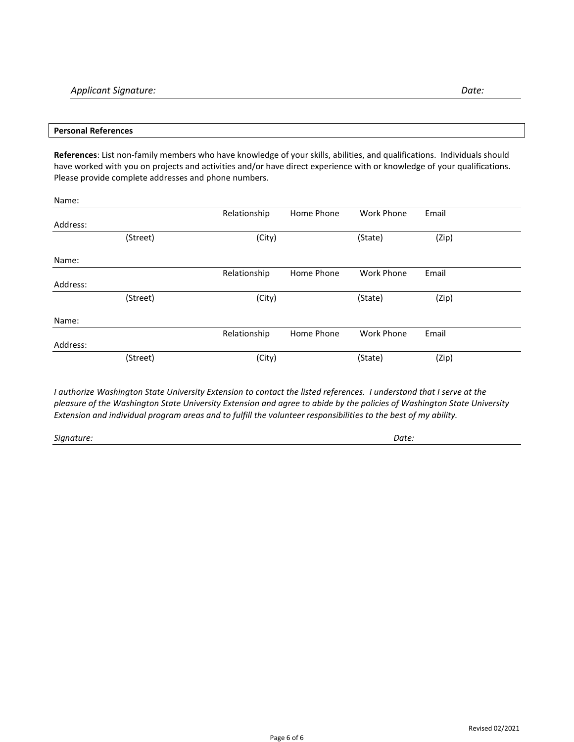*Applicant Signature:* ______________________________ *Date:* __________

**Personal References**

**References**: List non-family members who have knowledge of your skills, abilities, and qualifications. Individuals should have worked with you on projects and activities and/or have direct experience with or knowledge of your qualifications. Please provide complete addresses and phone numbers.

Name: ______________________________
Relationship    Home Phone    Work Phone    Email
Address: ______________________________
(Street)    (City)    (State)    (Zip)

Name: ______________________________
Relationship    Home Phone    Work Phone    Email
Address: ______________________________
(Street)    (City)    (State)    (Zip)

Name: ______________________________
Relationship    Home Phone    Work Phone    Email
Address: ______________________________
(Street)    (City)    (State)    (Zip)

*I authorize Washington State University Extension to contact the listed references. I understand that I serve at the pleasure of the Washington State University Extension and agree to abide by the policies of Washington State University Extension and individual program areas and to fulfill the volunteer responsibilities to the best of my ability.*

*Signature:* ______________________________ *Date:* __________

Revised 02/2021